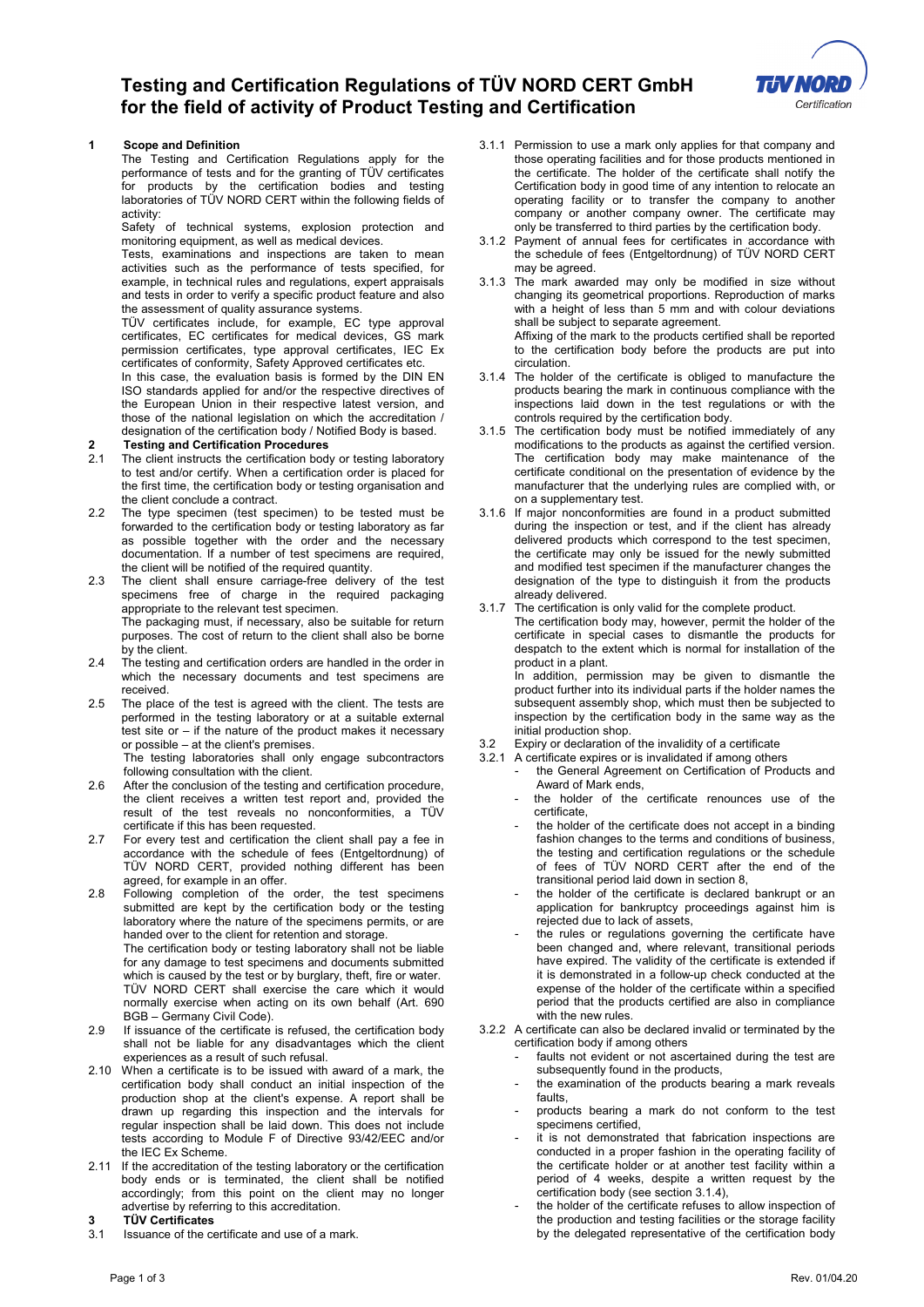# Testing and Certification Regulations of TÜV NORD CERT GmbH for the field of activity of Product Testing and Certification

## 1 Scope and Definition

The Testing and Certification Regulations apply for the performance of tests and for the granting of TÜV certificates for products by the certification bodies and testing laboratories of TÜV NORD CERT within the following fields of activity:

Safety of technical systems, explosion protection and monitoring equipment, as well as medical devices.

Tests, examinations and inspections are taken to mean activities such as the performance of tests specified, for example, in technical rules and regulations, expert appraisals and tests in order to verify a specific product feature and also the assessment of quality assurance systems.

TÜV certificates include, for example, EC type approval certificates, EC certificates for medical devices, GS mark permission certificates, type approval certificates, IEC Ex certificates of conformity, Safety Approved certificates etc.

In this case, the evaluation basis is formed by the DIN EN ISO standards applied for and/or the respective directives of the European Union in their respective latest version, and those of the national legislation on which the accreditation / designation of the certification body / Notified Body is based.

## 2 Testing and Certification Procedures

2.1 The client instructs the certification body or testing laboratory to test and/or certify. When a certification order is placed for the first time, the certification body or testing organisation and the client conclude a contract.

2.2 The type specimen (test specimen) to be tested must be forwarded to the certification body or testing laboratory as far as possible together with the order and the necessary documentation. If a number of test specimens are required, the client will be notified of the required quantity.

2.3 The client shall ensure carriage-free delivery of the test specimens free of charge in the required packaging appropriate to the relevant test specimen.
The packaging must, if necessary, also be suitable for return purposes. The cost of return to the client shall also be borne by the client.

2.4 The testing and certification orders are handled in the order in which the necessary documents and test specimens are received.

2.5 The place of the test is agreed with the client. The tests are performed in the testing laboratory or at a suitable external test site or – if the nature of the product makes it necessary or possible – at the client's premises.
The testing laboratories shall only engage subcontractors following consultation with the client.

2.6 After the conclusion of the testing and certification procedure, the client receives a written test report and, provided the result of the test reveals no nonconformities, a TÜV certificate if this has been requested.

2.7 For every test and certification the client shall pay a fee in accordance with the schedule of fees (Entgeltordnung) of TÜV NORD CERT, provided nothing different has been agreed, for example in an offer.

2.8 Following completion of the order, the test specimens submitted are kept by the certification body or the testing laboratory where the nature of the specimens permits, or are handed over to the client for retention and storage.
The certification body or testing laboratory shall not be liable for any damage to test specimens and documents submitted which is caused by the test or by burglary, theft, fire or water. TÜV NORD CERT shall exercise the care which it would normally exercise when acting on its own behalf (Art. 690 BGB – Germany Civil Code).

2.9 If issuance of the certificate is refused, the certification body shall not be liable for any disadvantages which the client experiences as a result of such refusal.

2.10 When a certificate is to be issued with award of a mark, the certification body shall conduct an initial inspection of the production shop at the client's expense. A report shall be drawn up regarding this inspection and the intervals for regular inspection shall be laid down. This does not include tests according to Module F of Directive 93/42/EEC and/or the IEC Ex Scheme.

2.11 If the accreditation of the testing laboratory or the certification body ends or is terminated, the client shall be notified accordingly; from this point on the client may no longer advertise by referring to this accreditation.

## 3 TÜV Certificates

3.1 Issuance of the certificate and use of a mark.

3.1.1 Permission to use a mark only applies for that company and those operating facilities and for those products mentioned in the certificate. The holder of the certificate shall notify the Certification body in good time of any intention to relocate an operating facility or to transfer the company to another company or another company owner. The certificate may only be transferred to third parties by the certification body.

3.1.2 Payment of annual fees for certificates in accordance with the schedule of fees (Entgeltordnung) of TÜV NORD CERT may be agreed.

3.1.3 The mark awarded may only be modified in size without changing its geometrical proportions. Reproduction of marks with a height of less than 5 mm and with colour deviations shall be subject to separate agreement.
Affixing of the mark to the products certified shall be reported to the certification body before the products are put into circulation.

3.1.4 The holder of the certificate is obliged to manufacture the products bearing the mark in continuous compliance with the inspections laid down in the test regulations or with the controls required by the certification body.

3.1.5 The certification body must be notified immediately of any modifications to the products as against the certified version. The certification body may make maintenance of the certificate conditional on the presentation of evidence by the manufacturer that the underlying rules are complied with, or on a supplementary test.

3.1.6 If major nonconformities are found in a product submitted during the inspection or test, and if the client has already delivered products which correspond to the test specimen, the certificate may only be issued for the newly submitted and modified test specimen if the manufacturer changes the designation of the type to distinguish it from the products already delivered.

3.1.7 The certification is only valid for the complete product.
The certification body may, however, permit the holder of the certificate in special cases to dismantle the products for despatch to the extent which is normal for installation of the product in a plant.
In addition, permission may be given to dismantle the product further into its individual parts if the holder names the subsequent assembly shop, which must then be subjected to inspection by the certification body in the same way as the initial production shop.

3.2 Expiry or declaration of the invalidity of a certificate

3.2.1 A certificate expires or is invalidated if among others

- the General Agreement on Certification of Products and Award of Mark ends,
- the holder of the certificate renounces use of the certificate,
- the holder of the certificate does not accept in a binding fashion changes to the terms and conditions of business, the testing and certification regulations or the schedule of fees of TÜV NORD CERT after the end of the transitional period laid down in section 8,
- the holder of the certificate is declared bankrupt or an application for bankruptcy proceedings against him is rejected due to lack of assets,
- the rules or regulations governing the certificate have been changed and, where relevant, transitional periods have expired. The validity of the certificate is extended if it is demonstrated in a follow-up check conducted at the expense of the holder of the certificate within a specified period that the products certified are also in compliance with the new rules.

3.2.2 A certificate can also be declared invalid or terminated by the certification body if among others

- faults not evident or not ascertained during the test are subsequently found in the products,
- the examination of the products bearing a mark reveals faults,
- products bearing a mark do not conform to the test specimens certified,
- it is not demonstrated that fabrication inspections are conducted in a proper fashion in the operating facility of the certificate holder or at another test facility within a period of 4 weeks, despite a written request by the certification body (see section 3.1.4),
- the holder of the certificate refuses to allow inspection of the production and testing facilities or the storage facility by the delegated representative of the certification body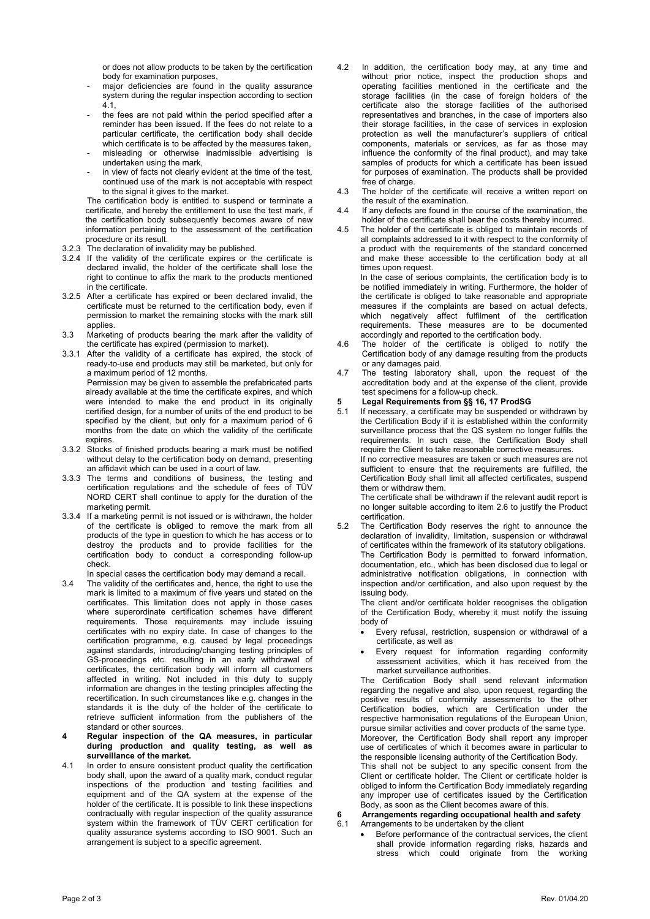or does not allow products to be taken by the certification body for examination purposes,

- major deficiencies are found in the quality assurance system during the regular inspection according to section 4.1,
- the fees are not paid within the period specified after a reminder has been issued. If the fees do not relate to a particular certificate, the certification body shall decide which certificate is to be affected by the measures taken,
- misleading or otherwise inadmissible advertising is undertaken using the mark,
- in view of facts not clearly evident at the time of the test, continued use of the mark is not acceptable with respect to the signal it gives to the market.

The certification body is entitled to suspend or terminate a certificate, and hereby the entitlement to use the test mark, if the certification body subsequently becomes aware of new information pertaining to the assessment of the certification procedure or its result.

3.2.3 The declaration of invalidity may be published.

3.2.4 If the validity of the certificate expires or the certificate is declared invalid, the holder of the certificate shall lose the right to continue to affix the mark to the products mentioned in the certificate.

3.2.5 After a certificate has expired or been declared invalid, the certificate must be returned to the certification body, even if permission to market the remaining stocks with the mark still applies.

3.3 Marketing of products bearing the mark after the validity of the certificate has expired (permission to market).

3.3.1 After the validity of a certificate has expired, the stock of ready-to-use end products may still be marketed, but only for a maximum period of 12 months.
Permission may be given to assemble the prefabricated parts already available at the time the certificate expires, and which were intended to make the end product in its originally certified design, for a number of units of the end product to be specified by the client, but only for a maximum period of 6 months from the date on which the validity of the certificate expires.

3.3.2 Stocks of finished products bearing a mark must be notified without delay to the certification body on demand, presenting an affidavit which can be used in a court of law.

3.3.3 The terms and conditions of business, the testing and certification regulations and the schedule of fees of TÜV NORD CERT shall continue to apply for the duration of the marketing permit.

3.3.4 If a marketing permit is not issued or is withdrawn, the holder of the certificate is obliged to remove the mark from all products of the type in question to which he has access or to destroy the products and to provide facilities for the certification body to conduct a corresponding follow-up check.
In special cases the certification body may demand a recall.

3.4 The validity of the certificates and, hence, the right to use the mark is limited to a maximum of five years und stated on the certificates. This limitation does not apply in those cases where superordinate certification schemes have different requirements. Those requirements may include issuing certificates with no expiry date. In case of changes to the certification programme, e.g. caused by legal proceedings against standards, introducing/changing testing principles of GS-proceedings etc. resulting in an early withdrawal of certificates, the certification body will inform all customers affected in writing. Not included in this duty to supply information are changes in the testing principles affecting the recertification. In such circumstances like e.g. changes in the standards it is the duty of the holder of the certificate to retrieve sufficient information from the publishers of the standard or other sources.

## 4 Regular inspection of the QA measures, in particular during production and quality testing, as well as surveillance of the market.

4.1 In order to ensure consistent product quality the certification body shall, upon the award of a quality mark, conduct regular inspections of the production and testing facilities and equipment and of the QA system at the expense of the holder of the certificate. It is possible to link these inspections contractually with regular inspection of the quality assurance system within the framework of TÜV CERT certification for quality assurance systems according to ISO 9001. Such an arrangement is subject to a specific agreement.

4.2 In addition, the certification body may, at any time and without prior notice, inspect the production shops and operating facilities mentioned in the certificate and the storage facilities (in the case of foreign holders of the certificate also the storage facilities of the authorised representatives and branches, in the case of importers also their storage facilities, in the case of services in explosion protection as well the manufacturer's suppliers of critical components, materials or services, as far as those may influence the conformity of the final product), and may take samples of products for which a certificate has been issued for purposes of examination. The products shall be provided free of charge.

4.3 The holder of the certificate will receive a written report on the result of the examination.

4.4 If any defects are found in the course of the examination, the holder of the certificate shall bear the costs thereby incurred.

4.5 The holder of the certificate is obliged to maintain records of all complaints addressed to it with respect to the conformity of a product with the requirements of the standard concerned and make these accessible to the certification body at all times upon request.
In the case of serious complaints, the certification body is to be notified immediately in writing. Furthermore, the holder of the certificate is obliged to take reasonable and appropriate measures if the complaints are based on actual defects, which negatively affect fulfilment of the certification requirements. These measures are to be documented accordingly and reported to the certification body.

4.6 The holder of the certificate is obliged to notify the Certification body of any damage resulting from the products or any damages paid.

4.7 The testing laboratory shall, upon the request of the accreditation body and at the expense of the client, provide test specimens for a follow-up check.

## 5 Legal Requirements from §§ 16, 17 ProdSG

5.1 If necessary, a certificate may be suspended or withdrawn by the Certification Body if it is established within the conformity surveillance process that the QS system no longer fulfils the requirements. In such case, the Certification Body shall require the Client to take reasonable corrective measures.
If no corrective measures are taken or such measures are not sufficient to ensure that the requirements are fulfilled, the Certification Body shall limit all affected certificates, suspend them or withdraw them.
The certificate shall be withdrawn if the relevant audit report is no longer suitable according to item 2.6 to justify the Product certification.

5.2 The Certification Body reserves the right to announce the declaration of invalidity, limitation, suspension or withdrawal of certificates within the framework of its statutory obligations.
The Certification Body is permitted to forward information, documentation, etc., which has been disclosed due to legal or administrative notification obligations, in connection with inspection and/or certification, and also upon request by the issuing body.
The client and/or certificate holder recognises the obligation of the Certification Body, whereby it must notify the issuing body of

- Every refusal, restriction, suspension or withdrawal of a certificate, as well as
- Every request for information regarding conformity assessment activities, which it has received from the market surveillance authorities.

The Certification Body shall send relevant information regarding the negative and also, upon request, regarding the positive results of conformity assessments to the other Certification bodies, which are Certification under the respective harmonisation regulations of the European Union, pursue similar activities and cover products of the same type.
Moreover, the Certification Body shall report any improper use of certificates of which it becomes aware in particular to the responsible licensing authority of the Certification Body.
This shall not be subject to any specific consent from the Client or certificate holder. The Client or certificate holder is obliged to inform the Certification Body immediately regarding any improper use of certificates issued by the Certification Body, as soon as the Client becomes aware of this.

## 6 Arrangements regarding occupational health and safety

6.1 Arrangements to be undertaken by the client

- Before performance of the contractual services, the client shall provide information regarding risks, hazards and stress which could originate from the working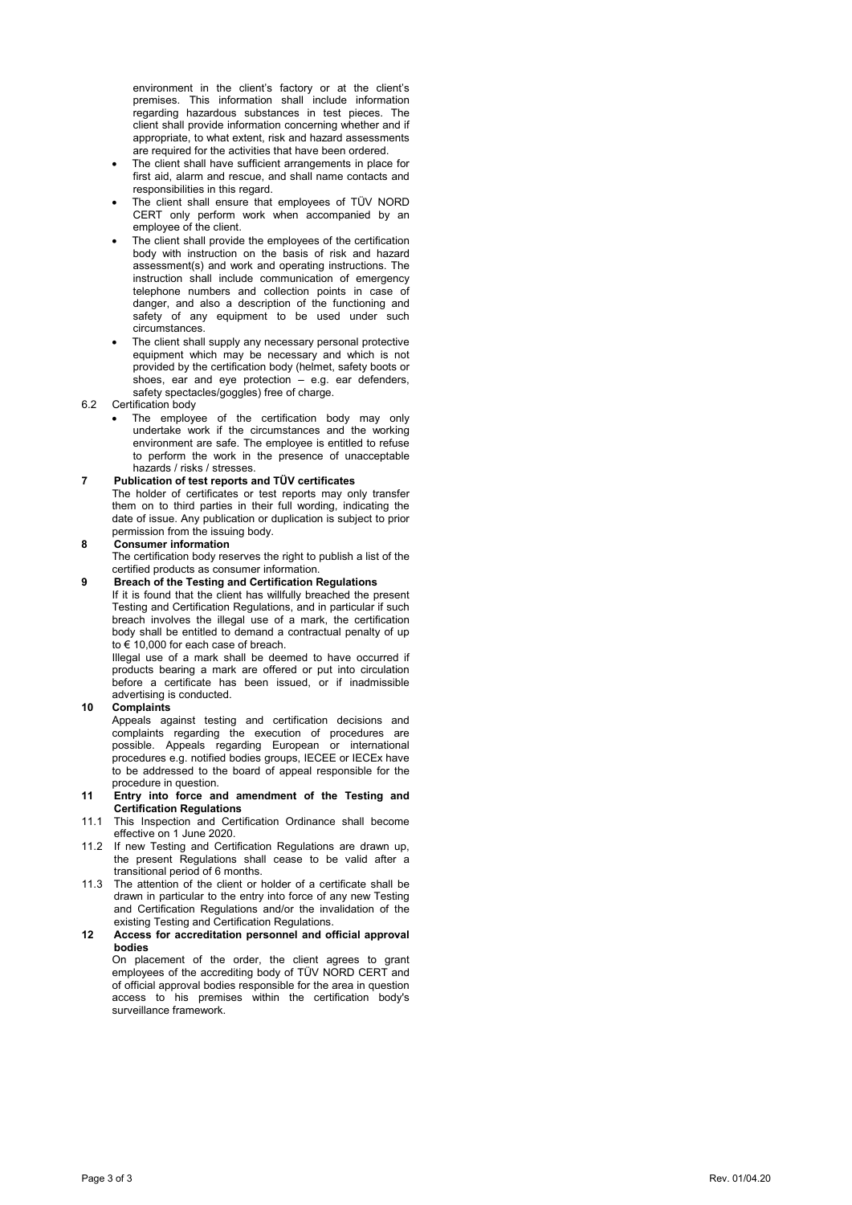environment in the client's factory or at the client's premises. This information shall include information regarding hazardous substances in test pieces. The client shall provide information concerning whether and if appropriate, to what extent, risk and hazard assessments are required for the activities that have been ordered.

- The client shall have sufficient arrangements in place for first aid, alarm and rescue, and shall name contacts and responsibilities in this regard.
- The client shall ensure that employees of TÜV NORD CERT only perform work when accompanied by an employee of the client.
- The client shall provide the employees of the certification body with instruction on the basis of risk and hazard assessment(s) and work and operating instructions. The instruction shall include communication of emergency telephone numbers and collection points in case of danger, and also a description of the functioning and safety of any equipment to be used under such circumstances.
- The client shall supply any necessary personal protective equipment which may be necessary and which is not provided by the certification body (helmet, safety boots or shoes, ear and eye protection – e.g. ear defenders, safety spectacles/goggles) free of charge.

6.2 Certification body

- The employee of the certification body may only undertake work if the circumstances and the working environment are safe. The employee is entitled to refuse to perform the work in the presence of unacceptable hazards / risks / stresses.

**7 Publication of test reports and TÜV certificates**

The holder of certificates or test reports may only transfer them on to third parties in their full wording, indicating the date of issue. Any publication or duplication is subject to prior permission from the issuing body.

**8 Consumer information**

The certification body reserves the right to publish a list of the certified products as consumer information.

**9 Breach of the Testing and Certification Regulations**

If it is found that the client has willfully breached the present Testing and Certification Regulations, and in particular if such breach involves the illegal use of a mark, the certification body shall be entitled to demand a contractual penalty of up to € 10,000 for each case of breach.

Illegal use of a mark shall be deemed to have occurred if products bearing a mark are offered or put into circulation before a certificate has been issued, or if inadmissible advertising is conducted.

**10 Complaints**

Appeals against testing and certification decisions and complaints regarding the execution of procedures are possible. Appeals regarding European or international procedures e.g. notified bodies groups, IECEE or IECEx have to be addressed to the board of appeal responsible for the procedure in question.

**11 Entry into force and amendment of the Testing and Certification Regulations**

11.1 This Inspection and Certification Ordinance shall become effective on 1 June 2020.

11.2 If new Testing and Certification Regulations are drawn up, the present Regulations shall cease to be valid after a transitional period of 6 months.

11.3 The attention of the client or holder of a certificate shall be drawn in particular to the entry into force of any new Testing and Certification Regulations and/or the invalidation of the existing Testing and Certification Regulations.

**12 Access for accreditation personnel and official approval bodies**

On placement of the order, the client agrees to grant employees of the accrediting body of TÜV NORD CERT and of official approval bodies responsible for the area in question access to his premises within the certification body's surveillance framework.

Rev. 01/04.20